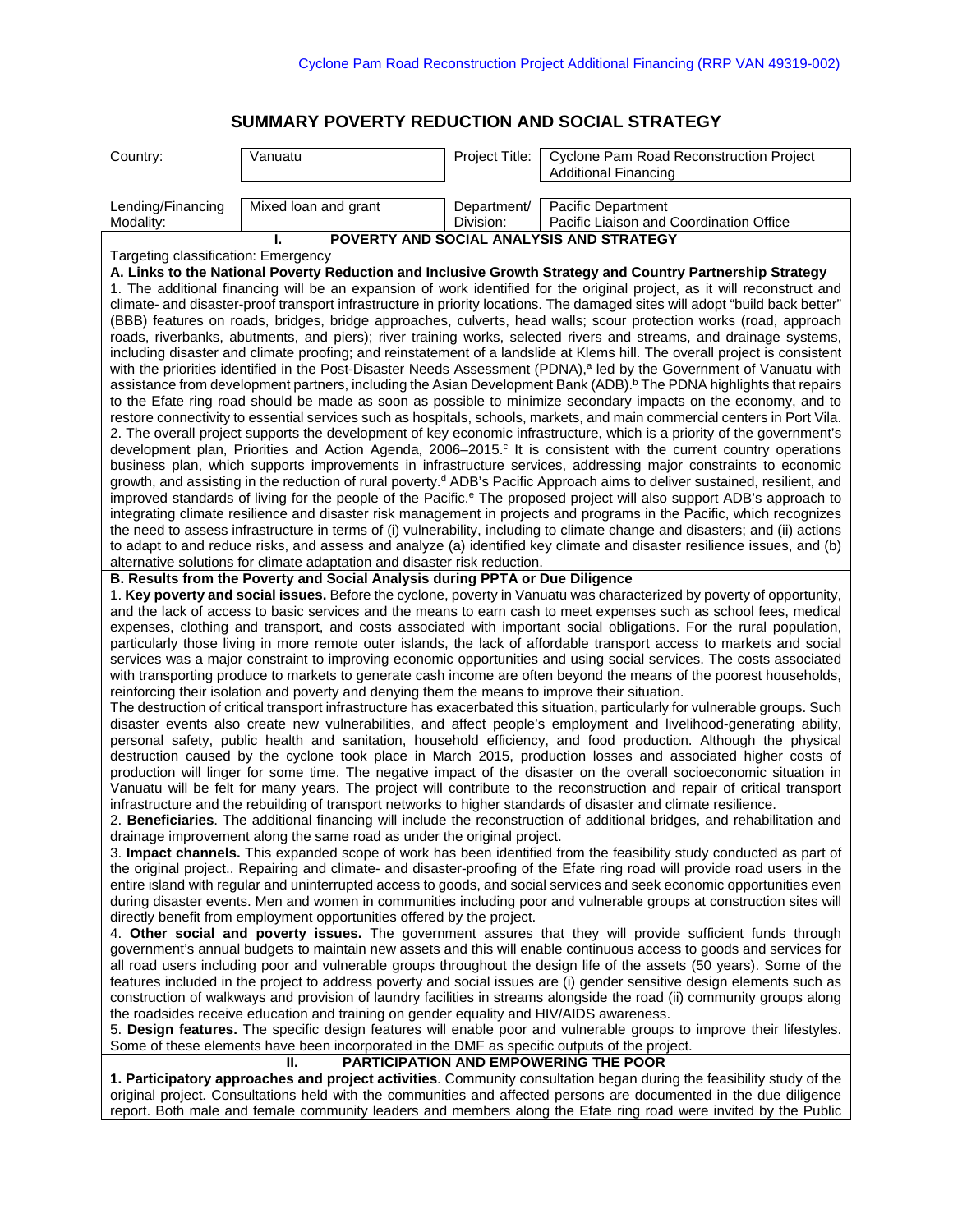Cyclone Pam Road Reconstruction Project Additional Financing (RRP VAN 49319-002)

# SUMMARY POVERTY REDUCTION AND SOCIAL STRATEGY

| | | | |
|---|---|---|---|
| Country: | Vanuatu | Project Title: | Cyclone Pam Road Reconstruction Project Additional Financing |
| Lending/Financing Modality: | Mixed loan and grant | Department/ Division: | Pacific Department Pacific Liaison and Coordination Office |

## I. POVERTY AND SOCIAL ANALYSIS AND STRATEGY

Targeting classification: Emergency

**A. Links to the National Poverty Reduction and Inclusive Growth Strategy and Country Partnership Strategy**

1. The additional financing will be an expansion of work identified for the original project, as it will reconstruct and climate- and disaster-proof transport infrastructure in priority locations. The damaged sites will adopt "build back better" (BBB) features on roads, bridges, bridge approaches, culverts, head walls; scour protection works (road, approach roads, riverbanks, abutments, and piers); river training works, selected rivers and streams, and drainage systems, including disaster and climate proofing; and reinstatement of a landslide at Klems hill. The overall project is consistent with the priorities identified in the Post-Disaster Needs Assessment (PDNA),[a] led by the Government of Vanuatu with assistance from development partners, including the Asian Development Bank (ADB).[b] The PDNA highlights that repairs to the Efate ring road should be made as soon as possible to minimize secondary impacts on the economy, and to restore connectivity to essential services such as hospitals, schools, markets, and main commercial centers in Port Vila.

2. The overall project supports the development of key economic infrastructure, which is a priority of the government's development plan, Priorities and Action Agenda, 2006–2015.[c] It is consistent with the current country operations business plan, which supports improvements in infrastructure services, addressing major constraints to economic growth, and assisting in the reduction of rural poverty.[d] ADB's Pacific Approach aims to deliver sustained, resilient, and improved standards of living for the people of the Pacific.[e] The proposed project will also support ADB's approach to integrating climate resilience and disaster risk management in projects and programs in the Pacific, which recognizes the need to assess infrastructure in terms of (i) vulnerability, including to climate change and disasters; and (ii) actions to adapt to and reduce risks, and assess and analyze (a) identified key climate and disaster resilience issues, and (b) alternative solutions for climate adaptation and disaster risk reduction.

**B. Results from the Poverty and Social Analysis during PPTA or Due Diligence**

1. **Key poverty and social issues.** Before the cyclone, poverty in Vanuatu was characterized by poverty of opportunity, and the lack of access to basic services and the means to earn cash to meet expenses such as school fees, medical expenses, clothing and transport, and costs associated with important social obligations. For the rural population, particularly those living in more remote outer islands, the lack of affordable transport access to markets and social services was a major constraint to improving economic opportunities and using social services. The costs associated with transporting produce to markets to generate cash income are often beyond the means of the poorest households, reinforcing their isolation and poverty and denying them the means to improve their situation.

The destruction of critical transport infrastructure has exacerbated this situation, particularly for vulnerable groups. Such disaster events also create new vulnerabilities, and affect people's employment and livelihood-generating ability, personal safety, public health and sanitation, household efficiency, and food production. Although the physical destruction caused by the cyclone took place in March 2015, production losses and associated higher costs of production will linger for some time. The negative impact of the disaster on the overall socioeconomic situation in Vanuatu will be felt for many years. The project will contribute to the reconstruction and repair of critical transport infrastructure and the rebuilding of transport networks to higher standards of disaster and climate resilience.

2. **Beneficiaries**. The additional financing will include the reconstruction of additional bridges, and rehabilitation and drainage improvement along the same road as under the original project.

3. **Impact channels.** This expanded scope of work has been identified from the feasibility study conducted as part of the original project.. Repairing and climate- and disaster-proofing of the Efate ring road will provide road users in the entire island with regular and uninterrupted access to goods, and social services and seek economic opportunities even during disaster events. Men and women in communities including poor and vulnerable groups at construction sites will directly benefit from employment opportunities offered by the project.

4. **Other social and poverty issues.** The government assures that they will provide sufficient funds through government's annual budgets to maintain new assets and this will enable continuous access to goods and services for all road users including poor and vulnerable groups throughout the design life of the assets (50 years). Some of the features included in the project to address poverty and social issues are (i) gender sensitive design elements such as construction of walkways and provision of laundry facilities in streams alongside the road (ii) community groups along the roadsides receive education and training on gender equality and HIV/AIDS awareness.

5. **Design features.** The specific design features will enable poor and vulnerable groups to improve their lifestyles. Some of these elements have been incorporated in the DMF as specific outputs of the project.

## II. PARTICIPATION AND EMPOWERING THE POOR

**1. Participatory approaches and project activities**. Community consultation began during the feasibility study of the original project. Consultations held with the communities and affected persons are documented in the due diligence report. Both male and female community leaders and members along the Efate ring road were invited by the Public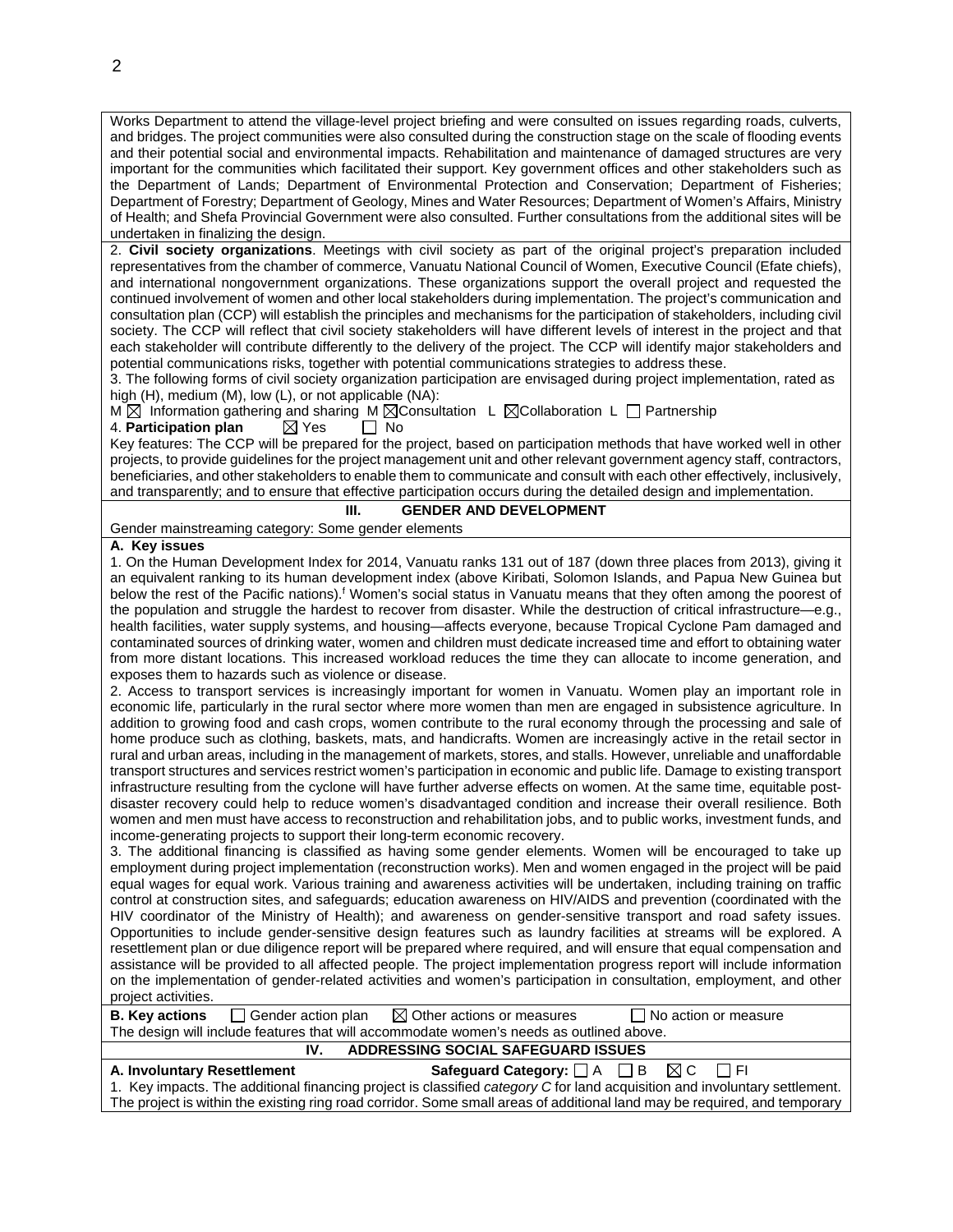Works Department to attend the village-level project briefing and were consulted on issues regarding roads, culverts, and bridges. The project communities were also consulted during the construction stage on the scale of flooding events and their potential social and environmental impacts. Rehabilitation and maintenance of damaged structures are very important for the communities which facilitated their support. Key government offices and other stakeholders such as the Department of Lands; Department of Environmental Protection and Conservation; Department of Fisheries; Department of Forestry; Department of Geology, Mines and Water Resources; Department of Women's Affairs, Ministry of Health; and Shefa Provincial Government were also consulted. Further consultations from the additional sites will be undertaken in finalizing the design.

2. **Civil society organizations**. Meetings with civil society as part of the original project's preparation included representatives from the chamber of commerce, Vanuatu National Council of Women, Executive Council (Efate chiefs), and international nongovernment organizations. These organizations support the overall project and requested the continued involvement of women and other local stakeholders during implementation. The project's communication and consultation plan (CCP) will establish the principles and mechanisms for the participation of stakeholders, including civil society. The CCP will reflect that civil society stakeholders will have different levels of interest in the project and that each stakeholder will contribute differently to the delivery of the project. The CCP will identify major stakeholders and potential communications risks, together with potential communications strategies to address these.

3. The following forms of civil society organization participation are envisaged during project implementation, rated as high (H), medium (M), low (L), or not applicable (NA):

M ☒ Information gathering and sharing M ☒ Consultation L ☒ Collaboration L ☐ Partnership

4. **Participation plan** ☒ Yes ☐ No

Key features: The CCP will be prepared for the project, based on participation methods that have worked well in other projects, to provide guidelines for the project management unit and other relevant government agency staff, contractors, beneficiaries, and other stakeholders to enable them to communicate and consult with each other effectively, inclusively, and transparently; and to ensure that effective participation occurs during the detailed design and implementation.

## III. GENDER AND DEVELOPMENT

Gender mainstreaming category: Some gender elements

**A. Key issues**

1. On the Human Development Index for 2014, Vanuatu ranks 131 out of 187 (down three places from 2013), giving it an equivalent ranking to its human development index (above Kiribati, Solomon Islands, and Papua New Guinea but below the rest of the Pacific nations).[f] Women's social status in Vanuatu means that they often among the poorest of the population and struggle the hardest to recover from disaster. While the destruction of critical infrastructure—e.g., health facilities, water supply systems, and housing—affects everyone, because Tropical Cyclone Pam damaged and contaminated sources of drinking water, women and children must dedicate increased time and effort to obtaining water from more distant locations. This increased workload reduces the time they can allocate to income generation, and exposes them to hazards such as violence or disease.

2. Access to transport services is increasingly important for women in Vanuatu. Women play an important role in economic life, particularly in the rural sector where more women than men are engaged in subsistence agriculture. In addition to growing food and cash crops, women contribute to the rural economy through the processing and sale of home produce such as clothing, baskets, mats, and handicrafts. Women are increasingly active in the retail sector in rural and urban areas, including in the management of markets, stores, and stalls. However, unreliable and unaffordable transport structures and services restrict women's participation in economic and public life. Damage to existing transport infrastructure resulting from the cyclone will have further adverse effects on women. At the same time, equitable post-disaster recovery could help to reduce women's disadvantaged condition and increase their overall resilience. Both women and men must have access to reconstruction and rehabilitation jobs, and to public works, investment funds, and income-generating projects to support their long-term economic recovery.

3. The additional financing is classified as having some gender elements. Women will be encouraged to take up employment during project implementation (reconstruction works). Men and women engaged in the project will be paid equal wages for equal work. Various training and awareness activities will be undertaken, including training on traffic control at construction sites, and safeguards; education awareness on HIV/AIDS and prevention (coordinated with the HIV coordinator of the Ministry of Health); and awareness on gender-sensitive transport and road safety issues. Opportunities to include gender-sensitive design features such as laundry facilities at streams will be explored. A resettlement plan or due diligence report will be prepared where required, and will ensure that equal compensation and assistance will be provided to all affected people. The project implementation progress report will include information on the implementation of gender-related activities and women's participation in consultation, employment, and other project activities.

**B. Key actions** ☐ Gender action plan ☒ Other actions or measures ☐ No action or measure

The design will include features that will accommodate women's needs as outlined above.

## IV. ADDRESSING SOCIAL SAFEGUARD ISSUES

**A. Involuntary Resettlement** **Safeguard Category:** ☐ A ☐ B ☒ C ☐ FI

1. Key impacts. The additional financing project is classified *category C* for land acquisition and involuntary settlement. The project is within the existing ring road corridor. Some small areas of additional land may be required, and temporary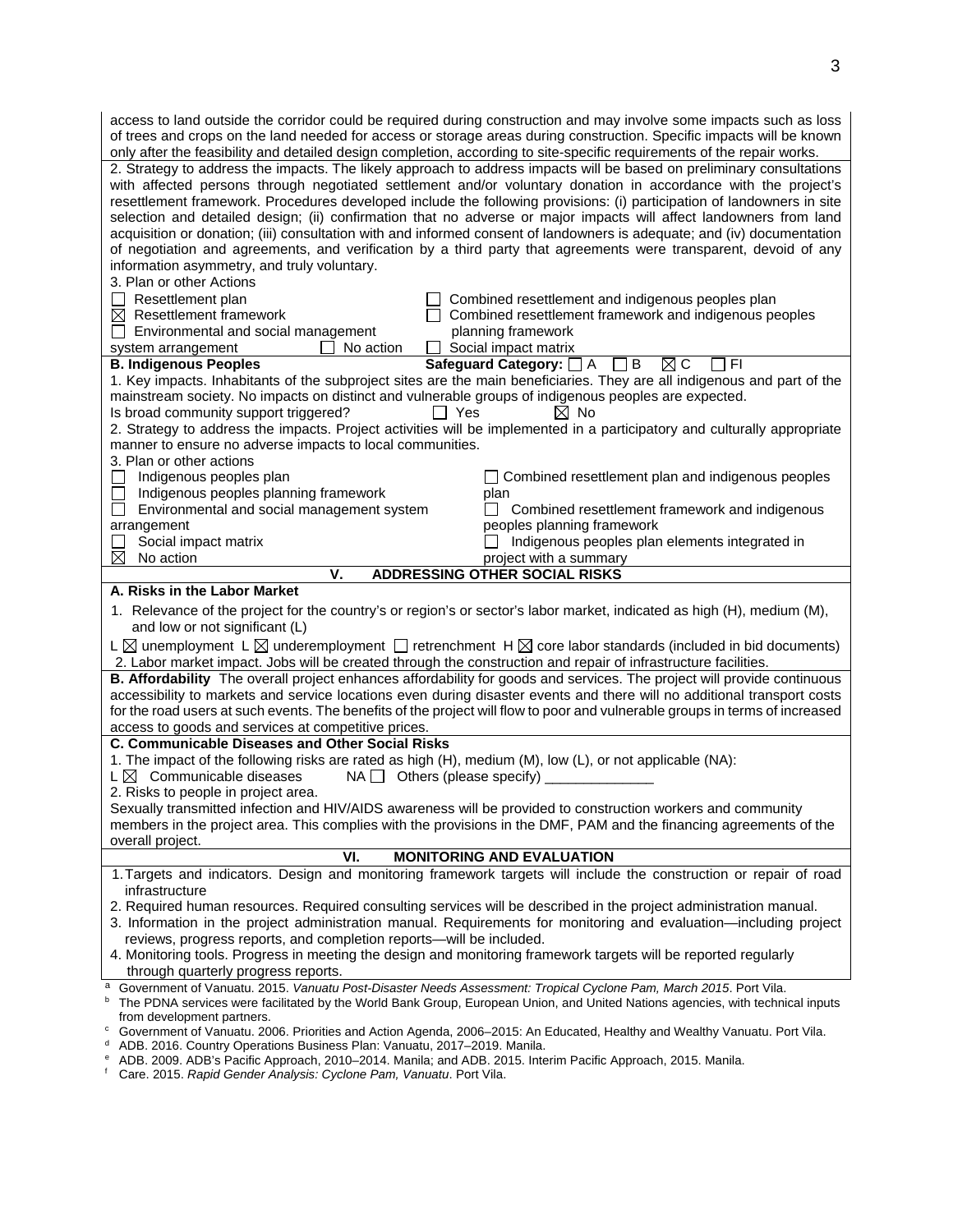access to land outside the corridor could be required during construction and may involve some impacts such as loss of trees and crops on the land needed for access or storage areas during construction. Specific impacts will be known only after the feasibility and detailed design completion, according to site-specific requirements of the repair works.

2. Strategy to address the impacts. The likely approach to address impacts will be based on preliminary consultations with affected persons through negotiated settlement and/or voluntary donation in accordance with the project's resettlement framework. Procedures developed include the following provisions: (i) participation of landowners in site selection and detailed design; (ii) confirmation that no adverse or major impacts will affect landowners from land acquisition or donation; (iii) consultation with and informed consent of landowners is adequate; and (iv) documentation of negotiation and agreements, and verification by a third party that agreements were transparent, devoid of any information asymmetry, and truly voluntary.

3. Plan or other Actions

☐ Resettlement plan
☒ Resettlement framework
☐ Environmental and social management system arrangement
☐ No action
☐ Combined resettlement and indigenous peoples plan
☐ Combined resettlement framework and indigenous peoples planning framework
☐ Social impact matrix

**B. Indigenous Peoples** **Safeguard Category:** ☐ A ☐ B ☒ C ☐ FI

1. Key impacts. Inhabitants of the subproject sites are the main beneficiaries. They are all indigenous and part of the mainstream society. No impacts on distinct and vulnerable groups of indigenous peoples are expected.

Is broad community support triggered? ☐ Yes ☒ No

2. Strategy to address the impacts. Project activities will be implemented in a participatory and culturally appropriate manner to ensure no adverse impacts to local communities.

3. Plan or other actions

☐ Indigenous peoples plan
☐ Indigenous peoples planning framework
☐ Environmental and social management system arrangement
☐ Social impact matrix
☒ No action
☐ Combined resettlement plan and indigenous peoples plan
☐ Combined resettlement framework and indigenous peoples planning framework
☐ Indigenous peoples plan elements integrated in project with a summary

## V. ADDRESSING OTHER SOCIAL RISKS

**A. Risks in the Labor Market**

1. Relevance of the project for the country's or region's or sector's labor market, indicated as high (H), medium (M), and low or not significant (L)

L ☒ unemployment L ☒ underemployment ☐ retrenchment H ☒ core labor standards (included in bid documents)

2. Labor market impact. Jobs will be created through the construction and repair of infrastructure facilities.

**B. Affordability** The overall project enhances affordability for goods and services. The project will provide continuous accessibility to markets and service locations even during disaster events and there will no additional transport costs for the road users at such events. The benefits of the project will flow to poor and vulnerable groups in terms of increased access to goods and services at competitive prices.

**C. Communicable Diseases and Other Social Risks**

1. The impact of the following risks are rated as high (H), medium (M), low (L), or not applicable (NA):

L ☒ Communicable diseases NA ☐ Others (please specify) ______________

2. Risks to people in project area.

Sexually transmitted infection and HIV/AIDS awareness will be provided to construction workers and community members in the project area. This complies with the provisions in the DMF, PAM and the financing agreements of the overall project.

## VI. MONITORING AND EVALUATION

1. Targets and indicators. Design and monitoring framework targets will include the construction or repair of road infrastructure
2. Required human resources. Required consulting services will be described in the project administration manual.
3. Information in the project administration manual. Requirements for monitoring and evaluation—including project reviews, progress reports, and completion reports—will be included.
4. Monitoring tools. Progress in meeting the design and monitoring framework targets will be reported regularly through quarterly progress reports.

[a] Government of Vanuatu. 2015. *Vanuatu Post-Disaster Needs Assessment: Tropical Cyclone Pam, March 2015*. Port Vila.

[b] The PDNA services were facilitated by the World Bank Group, European Union, and United Nations agencies, with technical inputs from development partners.

[c] Government of Vanuatu. 2006. Priorities and Action Agenda, 2006–2015: An Educated, Healthy and Wealthy Vanuatu. Port Vila.

[d] ADB. 2016. Country Operations Business Plan: Vanuatu, 2017–2019. Manila.

[e] ADB. 2009. ADB's Pacific Approach, 2010–2014. Manila; and ADB. 2015. Interim Pacific Approach, 2015. Manila.

[f] Care. 2015. *Rapid Gender Analysis: Cyclone Pam, Vanuatu*. Port Vila.